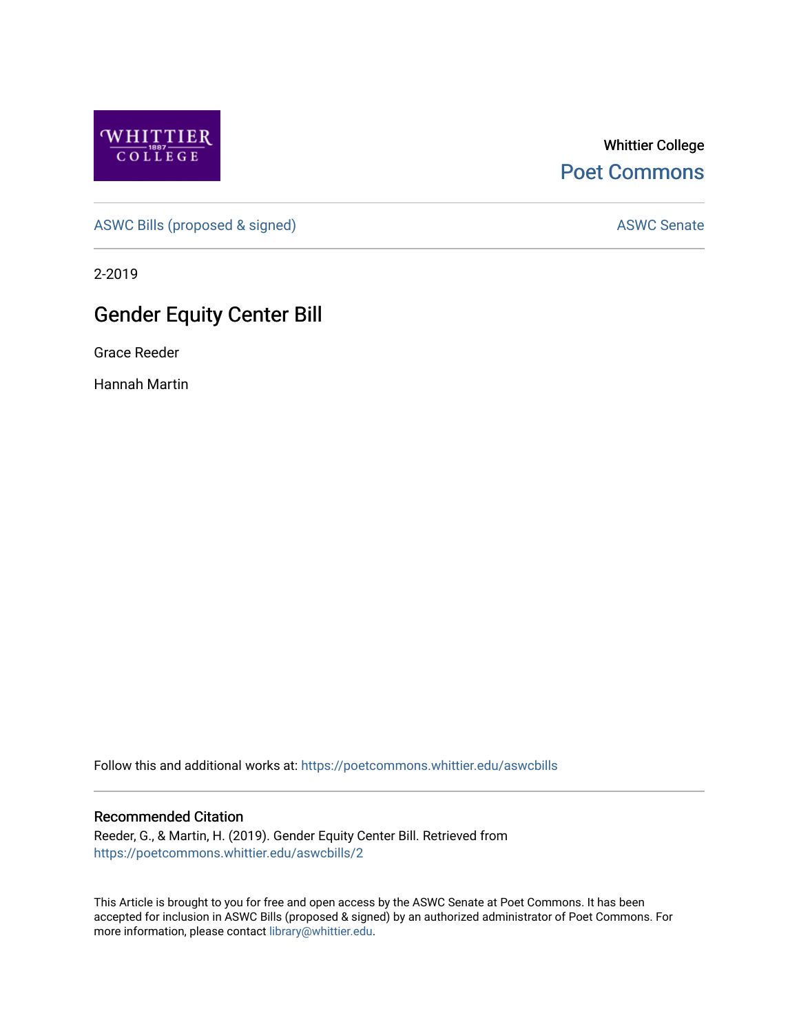Whittier College

Poet Commons

ASWC Bills (proposed & signed)

ASWC Senate

2-2019

# Gender Equity Center Bill

Grace Reeder

Hannah Martin

Follow this and additional works at: https://poetcommons.whittier.edu/aswcbills

## Recommended Citation

Reeder, G., & Martin, H. (2019). Gender Equity Center Bill. Retrieved from https://poetcommons.whittier.edu/aswcbills/2

This Article is brought to you for free and open access by the ASWC Senate at Poet Commons. It has been accepted for inclusion in ASWC Bills (proposed & signed) by an authorized administrator of Poet Commons. For more information, please contact library@whittier.edu.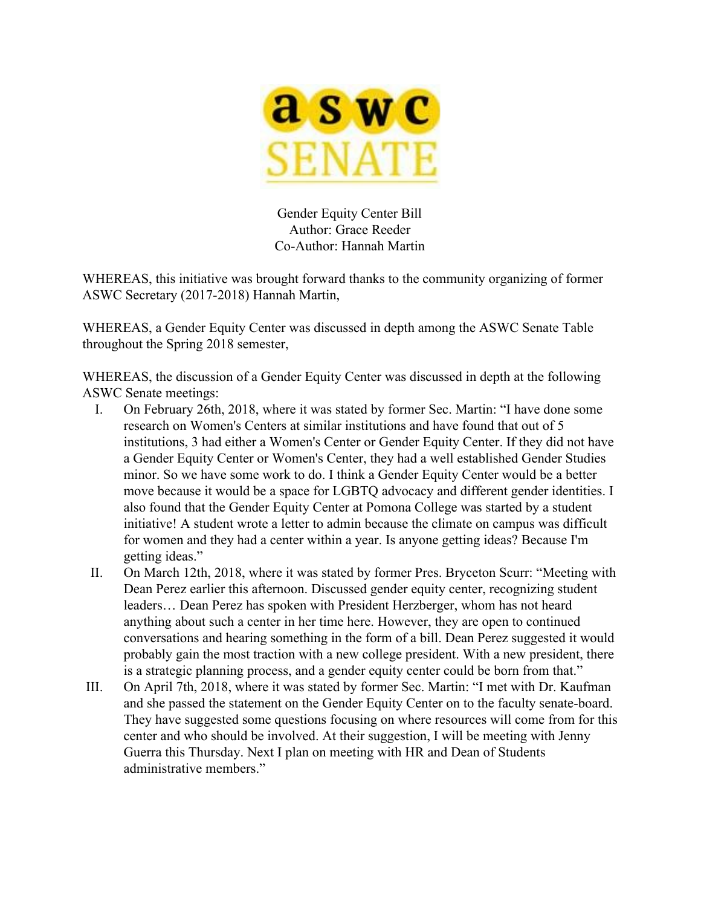Gender Equity Center Bill
Author: Grace Reeder
Co-Author: Hannah Martin

WHEREAS, this initiative was brought forward thanks to the community organizing of former ASWC Secretary (2017-2018) Hannah Martin,

WHEREAS, a Gender Equity Center was discussed in depth among the ASWC Senate Table throughout the Spring 2018 semester,

WHEREAS, the discussion of a Gender Equity Center was discussed in depth at the following ASWC Senate meetings:

I. On February 26th, 2018, where it was stated by former Sec. Martin: "I have done some research on Women's Centers at similar institutions and have found that out of 5 institutions, 3 had either a Women's Center or Gender Equity Center. If they did not have a Gender Equity Center or Women's Center, they had a well established Gender Studies minor. So we have some work to do. I think a Gender Equity Center would be a better move because it would be a space for LGBTQ advocacy and different gender identities. I also found that the Gender Equity Center at Pomona College was started by a student initiative! A student wrote a letter to admin because the climate on campus was difficult for women and they had a center within a year. Is anyone getting ideas? Because I'm getting ideas."

II. On March 12th, 2018, where it was stated by former Pres. Bryceton Scurr: "Meeting with Dean Perez earlier this afternoon. Discussed gender equity center, recognizing student leaders… Dean Perez has spoken with President Herzberger, whom has not heard anything about such a center in her time here. However, they are open to continued conversations and hearing something in the form of a bill. Dean Perez suggested it would probably gain the most traction with a new college president. With a new president, there is a strategic planning process, and a gender equity center could be born from that."

III. On April 7th, 2018, where it was stated by former Sec. Martin: "I met with Dr. Kaufman and she passed the statement on the Gender Equity Center on to the faculty senate-board. They have suggested some questions focusing on where resources will come from for this center and who should be involved. At their suggestion, I will be meeting with Jenny Guerra this Thursday. Next I plan on meeting with HR and Dean of Students administrative members."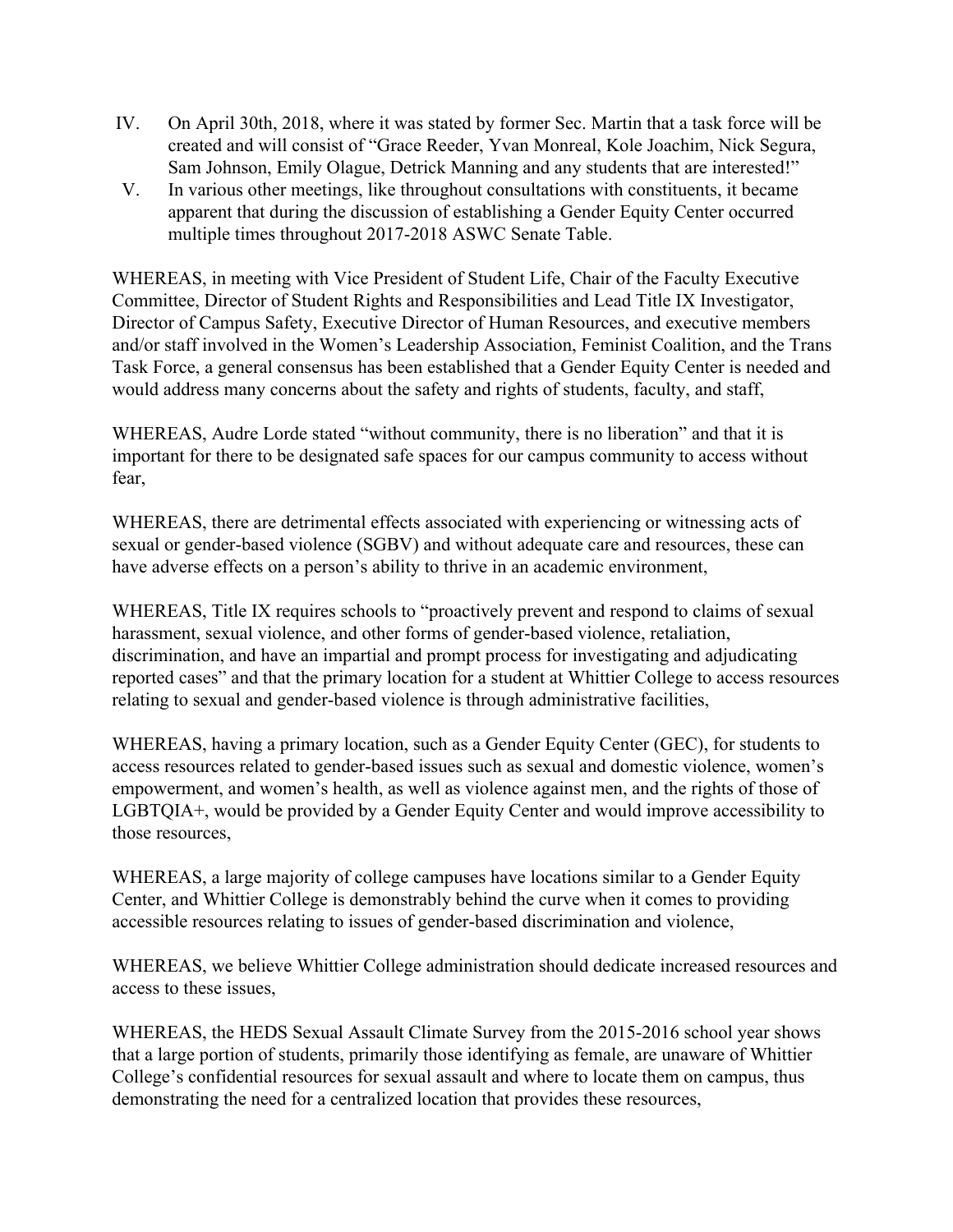IV. On April 30th, 2018, where it was stated by former Sec. Martin that a task force will be created and will consist of "Grace Reeder, Yvan Monreal, Kole Joachim, Nick Segura, Sam Johnson, Emily Olague, Detrick Manning and any students that are interested!"

V. In various other meetings, like throughout consultations with constituents, it became apparent that during the discussion of establishing a Gender Equity Center occurred multiple times throughout 2017-2018 ASWC Senate Table.

WHEREAS, in meeting with Vice President of Student Life, Chair of the Faculty Executive Committee, Director of Student Rights and Responsibilities and Lead Title IX Investigator, Director of Campus Safety, Executive Director of Human Resources, and executive members and/or staff involved in the Women's Leadership Association, Feminist Coalition, and the Trans Task Force, a general consensus has been established that a Gender Equity Center is needed and would address many concerns about the safety and rights of students, faculty, and staff,

WHEREAS, Audre Lorde stated "without community, there is no liberation" and that it is important for there to be designated safe spaces for our campus community to access without fear,

WHEREAS, there are detrimental effects associated with experiencing or witnessing acts of sexual or gender-based violence (SGBV) and without adequate care and resources, these can have adverse effects on a person's ability to thrive in an academic environment,

WHEREAS, Title IX requires schools to "proactively prevent and respond to claims of sexual harassment, sexual violence, and other forms of gender-based violence, retaliation, discrimination, and have an impartial and prompt process for investigating and adjudicating reported cases" and that the primary location for a student at Whittier College to access resources relating to sexual and gender-based violence is through administrative facilities,

WHEREAS, having a primary location, such as a Gender Equity Center (GEC), for students to access resources related to gender-based issues such as sexual and domestic violence, women's empowerment, and women's health, as well as violence against men, and the rights of those of LGBTQIA+, would be provided by a Gender Equity Center and would improve accessibility to those resources,

WHEREAS, a large majority of college campuses have locations similar to a Gender Equity Center, and Whittier College is demonstrably behind the curve when it comes to providing accessible resources relating to issues of gender-based discrimination and violence,

WHEREAS, we believe Whittier College administration should dedicate increased resources and access to these issues,

WHEREAS, the HEDS Sexual Assault Climate Survey from the 2015-2016 school year shows that a large portion of students, primarily those identifying as female, are unaware of Whittier College's confidential resources for sexual assault and where to locate them on campus, thus demonstrating the need for a centralized location that provides these resources,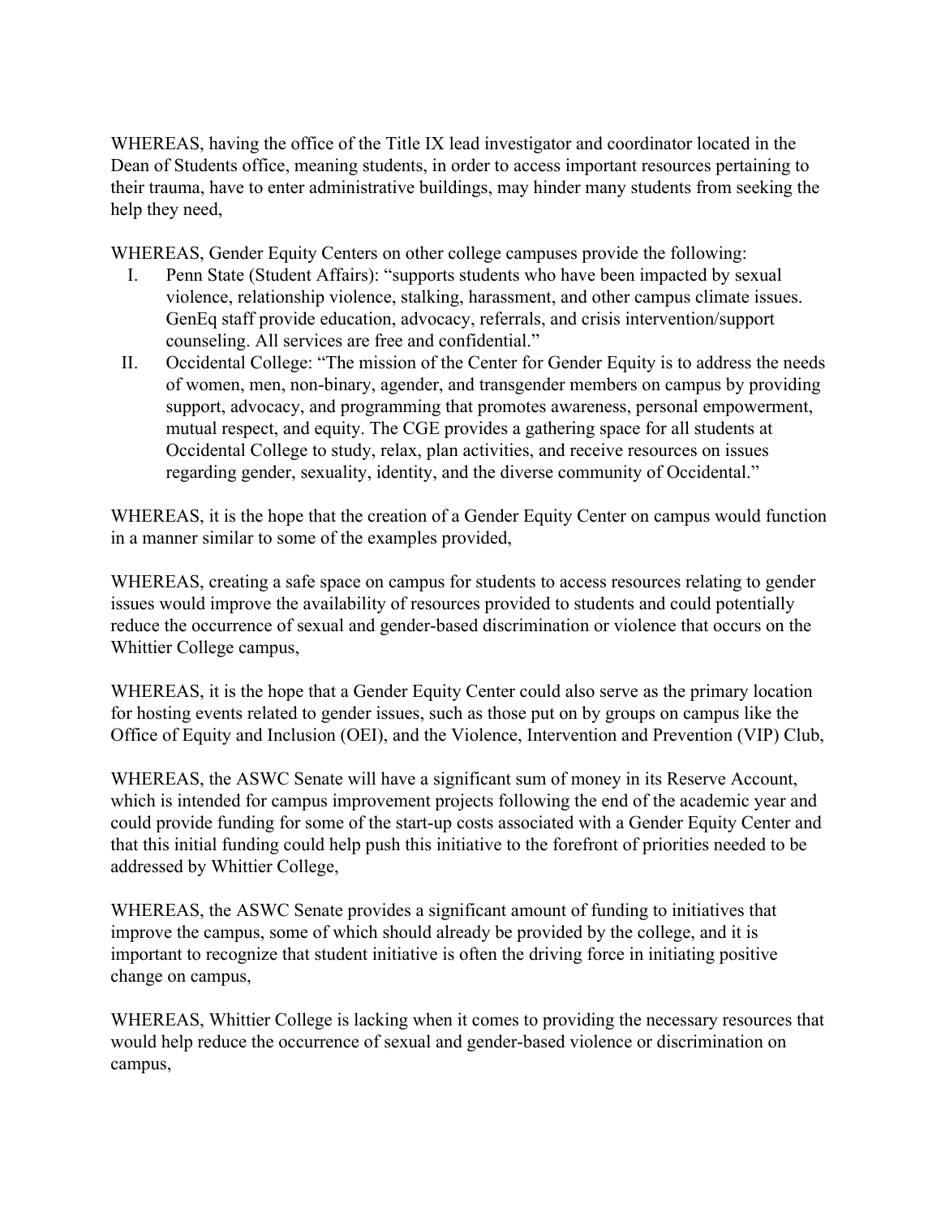WHEREAS, having the office of the Title IX lead investigator and coordinator located in the Dean of Students office, meaning students, in order to access important resources pertaining to their trauma, have to enter administrative buildings, may hinder many students from seeking the help they need,

WHEREAS, Gender Equity Centers on other college campuses provide the following:

I. Penn State (Student Affairs): "supports students who have been impacted by sexual violence, relationship violence, stalking, harassment, and other campus climate issues. GenEq staff provide education, advocacy, referrals, and crisis intervention/support counseling. All services are free and confidential."

II. Occidental College: "The mission of the Center for Gender Equity is to address the needs of women, men, non-binary, agender, and transgender members on campus by providing support, advocacy, and programming that promotes awareness, personal empowerment, mutual respect, and equity. The CGE provides a gathering space for all students at Occidental College to study, relax, plan activities, and receive resources on issues regarding gender, sexuality, identity, and the diverse community of Occidental."

WHEREAS, it is the hope that the creation of a Gender Equity Center on campus would function in a manner similar to some of the examples provided,

WHEREAS, creating a safe space on campus for students to access resources relating to gender issues would improve the availability of resources provided to students and could potentially reduce the occurrence of sexual and gender-based discrimination or violence that occurs on the Whittier College campus,

WHEREAS, it is the hope that a Gender Equity Center could also serve as the primary location for hosting events related to gender issues, such as those put on by groups on campus like the Office of Equity and Inclusion (OEI), and the Violence, Intervention and Prevention (VIP) Club,

WHEREAS, the ASWC Senate will have a significant sum of money in its Reserve Account, which is intended for campus improvement projects following the end of the academic year and could provide funding for some of the start-up costs associated with a Gender Equity Center and that this initial funding could help push this initiative to the forefront of priorities needed to be addressed by Whittier College,

WHEREAS, the ASWC Senate provides a significant amount of funding to initiatives that improve the campus, some of which should already be provided by the college, and it is important to recognize that student initiative is often the driving force in initiating positive change on campus,

WHEREAS, Whittier College is lacking when it comes to providing the necessary resources that would help reduce the occurrence of sexual and gender-based violence or discrimination on campus,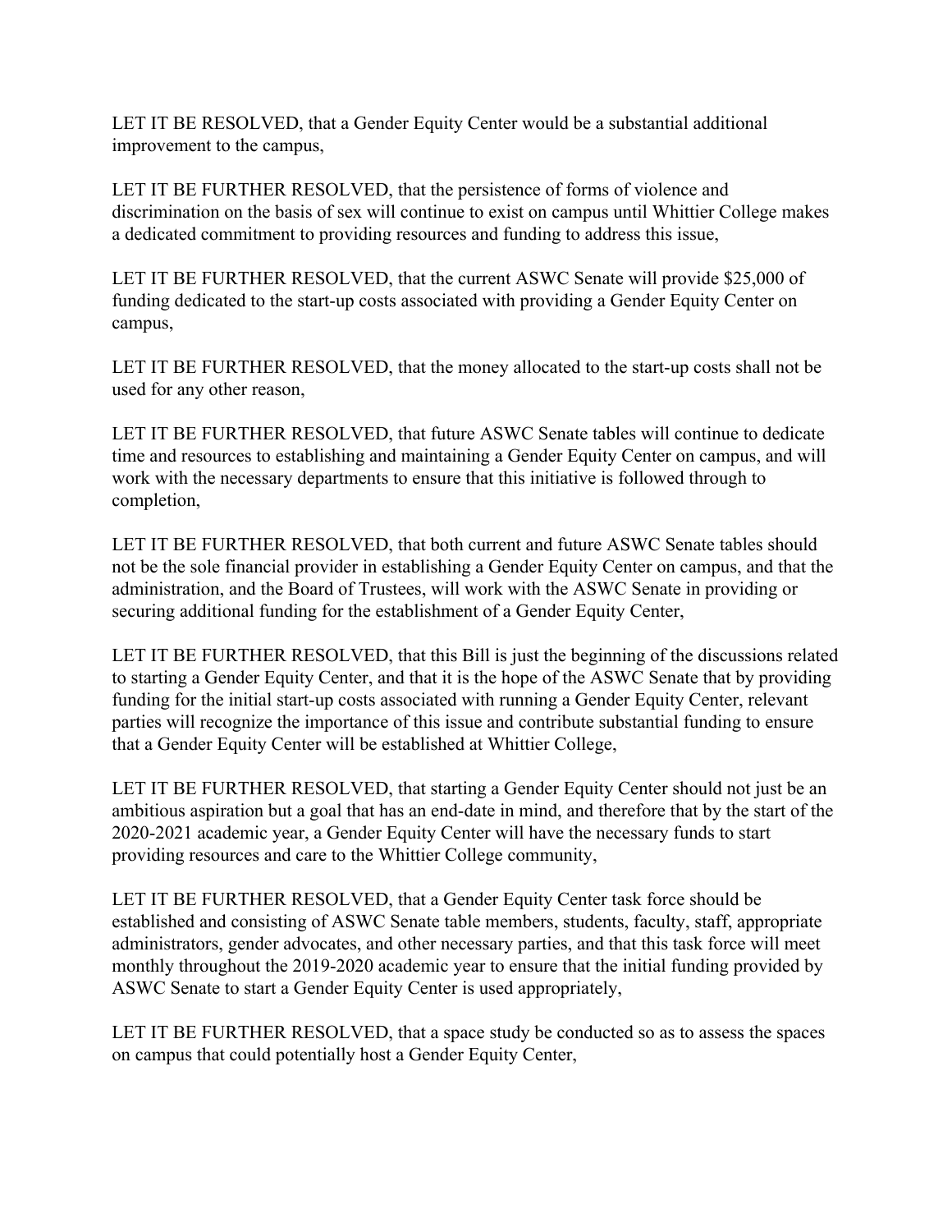LET IT BE RESOLVED, that a Gender Equity Center would be a substantial additional improvement to the campus,

LET IT BE FURTHER RESOLVED, that the persistence of forms of violence and discrimination on the basis of sex will continue to exist on campus until Whittier College makes a dedicated commitment to providing resources and funding to address this issue,

LET IT BE FURTHER RESOLVED, that the current ASWC Senate will provide $25,000 of funding dedicated to the start-up costs associated with providing a Gender Equity Center on campus,

LET IT BE FURTHER RESOLVED, that the money allocated to the start-up costs shall not be used for any other reason,

LET IT BE FURTHER RESOLVED, that future ASWC Senate tables will continue to dedicate time and resources to establishing and maintaining a Gender Equity Center on campus, and will work with the necessary departments to ensure that this initiative is followed through to completion,

LET IT BE FURTHER RESOLVED, that both current and future ASWC Senate tables should not be the sole financial provider in establishing a Gender Equity Center on campus, and that the administration, and the Board of Trustees, will work with the ASWC Senate in providing or securing additional funding for the establishment of a Gender Equity Center,

LET IT BE FURTHER RESOLVED, that this Bill is just the beginning of the discussions related to starting a Gender Equity Center, and that it is the hope of the ASWC Senate that by providing funding for the initial start-up costs associated with running a Gender Equity Center, relevant parties will recognize the importance of this issue and contribute substantial funding to ensure that a Gender Equity Center will be established at Whittier College,

LET IT BE FURTHER RESOLVED, that starting a Gender Equity Center should not just be an ambitious aspiration but a goal that has an end-date in mind, and therefore that by the start of the 2020-2021 academic year, a Gender Equity Center will have the necessary funds to start providing resources and care to the Whittier College community,

LET IT BE FURTHER RESOLVED, that a Gender Equity Center task force should be established and consisting of ASWC Senate table members, students, faculty, staff, appropriate administrators, gender advocates, and other necessary parties, and that this task force will meet monthly throughout the 2019-2020 academic year to ensure that the initial funding provided by ASWC Senate to start a Gender Equity Center is used appropriately,

LET IT BE FURTHER RESOLVED, that a space study be conducted so as to assess the spaces on campus that could potentially host a Gender Equity Center,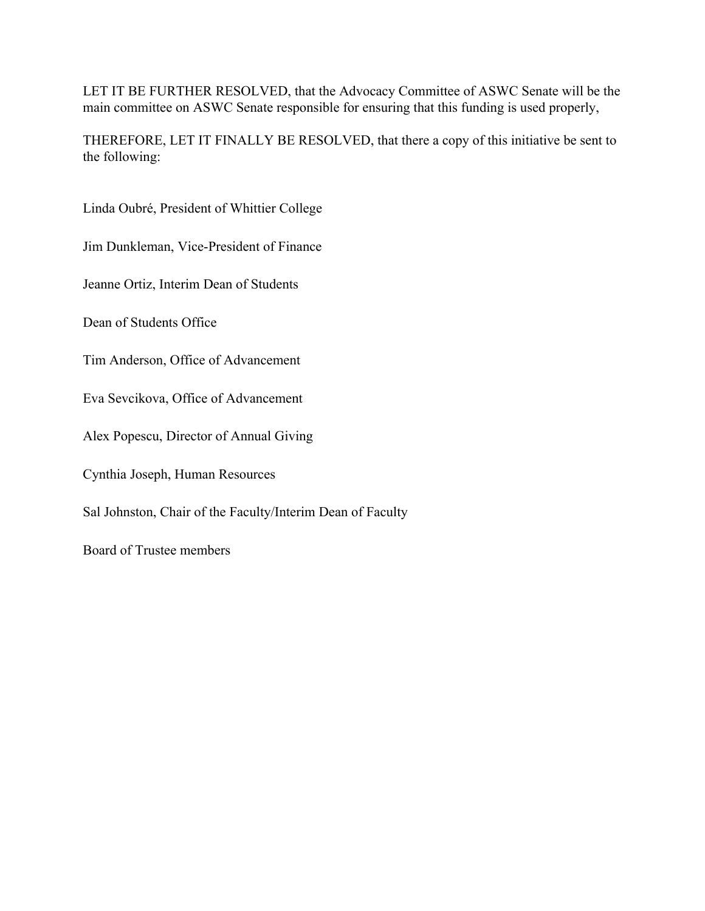LET IT BE FURTHER RESOLVED, that the Advocacy Committee of ASWC Senate will be the main committee on ASWC Senate responsible for ensuring that this funding is used properly,

THEREFORE, LET IT FINALLY BE RESOLVED, that there a copy of this initiative be sent to the following:

Linda Oubré, President of Whittier College

Jim Dunkleman, Vice-President of Finance

Jeanne Ortiz, Interim Dean of Students

Dean of Students Office

Tim Anderson, Office of Advancement

Eva Sevcikova, Office of Advancement

Alex Popescu, Director of Annual Giving

Cynthia Joseph, Human Resources

Sal Johnston, Chair of the Faculty/Interim Dean of Faculty

Board of Trustee members